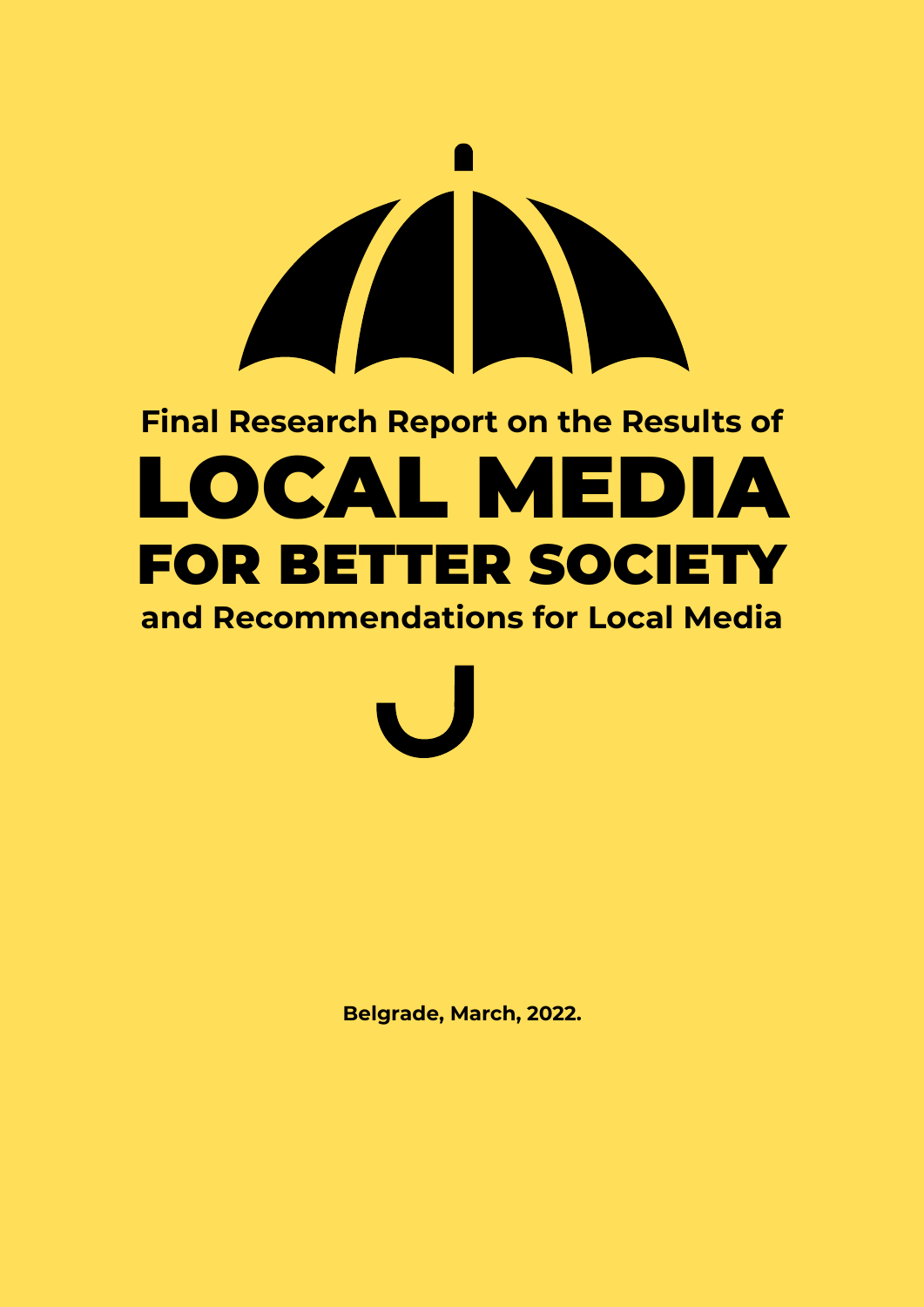Final Research Report on the Results of

# LOCAL MEDIA FOR BETTER SOCIETY

and Recommendations for Local Media

**Belgrade, March, 2022.**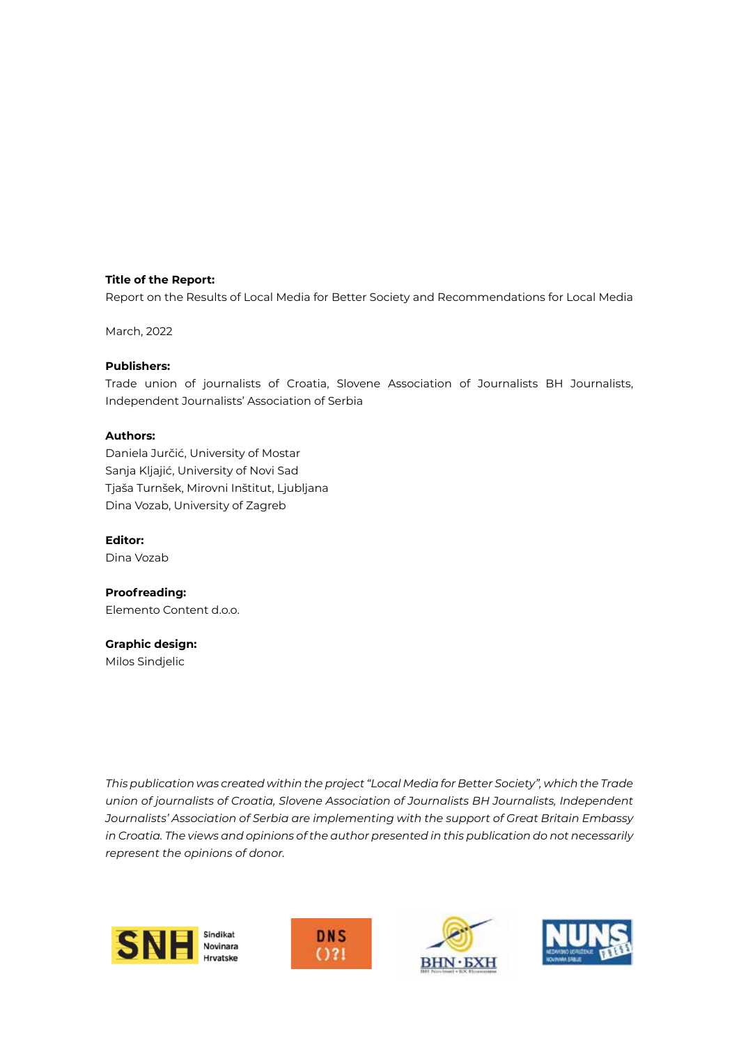**Title of the Report:**

Report on the Results of Local Media for Better Society and Recommendations for Local Media

March, 2022

**Publishers:**

Trade union of journalists of Croatia, Slovene Association of Journalists BH Journalists, Independent Journalists' Association of Serbia

**Authors:**

Daniela Jurčić, University of Mostar
Sanja Kljajić, University of Novi Sad
Tjaša Turnšek, Mirovni Inštitut, Ljubljana
Dina Vozab, University of Zagreb

**Editor:**

Dina Vozab

**Proofreading:**

Elemento Content d.o.o.

**Graphic design:**

Milos Sindjelic

*This publication was created within the project "Local Media for Better Society", which the Trade union of journalists of Croatia, Slovene Association of Journalists BH Journalists, Independent Journalists' Association of Serbia are implementing with the support of Great Britain Embassy in Croatia. The views and opinions of the author presented in this publication do not necessarily represent the opinions of donor.*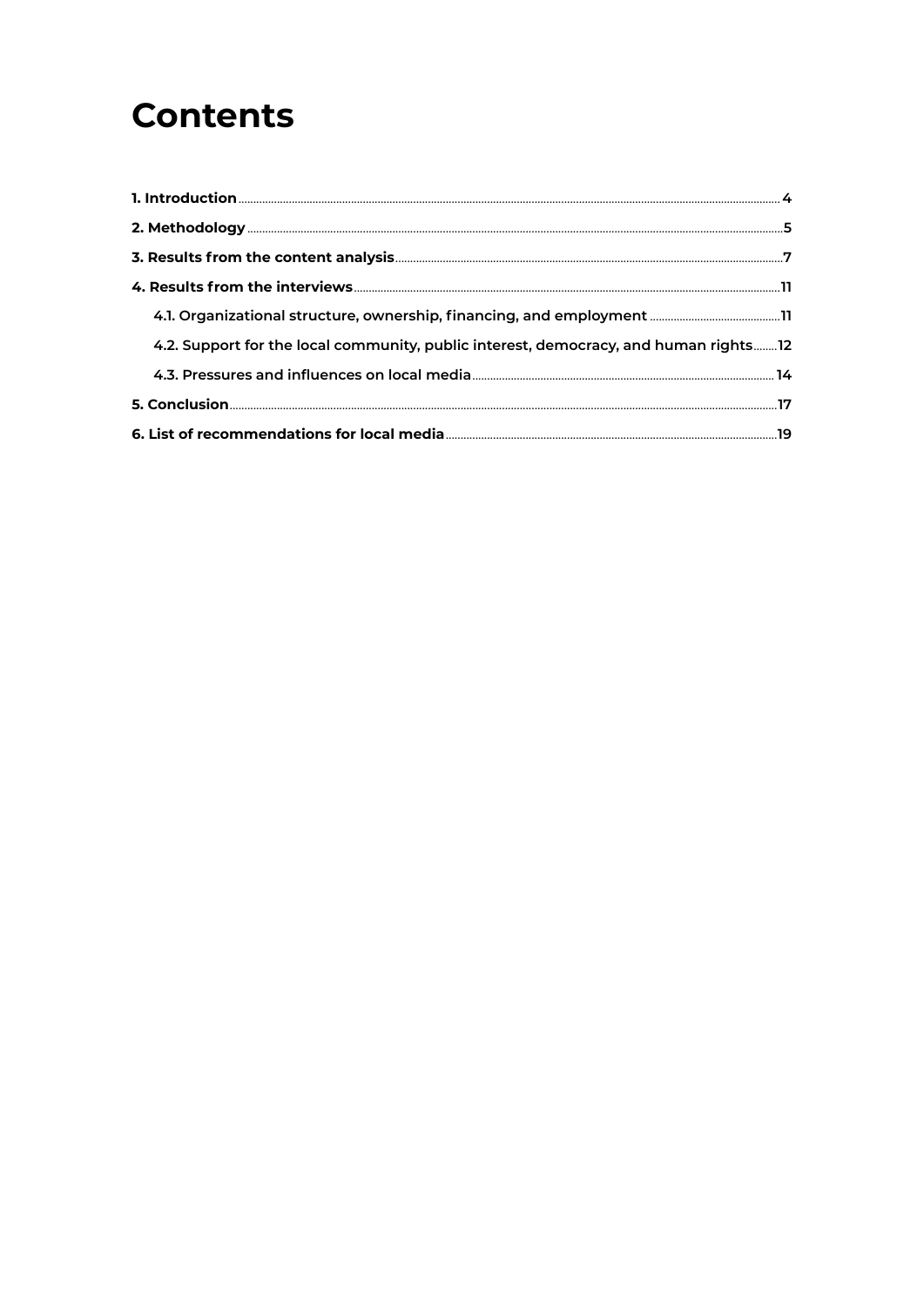# Contents

**1. Introduction** ..... 4

**2. Methodology** ..... 5

**3. Results from the content analysis** ..... 7

**4. Results from the interviews** ..... 11

- 4.1. Organizational structure, ownership, financing, and employment ..... 11
- 4.2. Support for the local community, public interest, democracy, and human rights ..... 12
- 4.3. Pressures and influences on local media ..... 14

**5. Conclusion** ..... 17

**6. List of recommendations for local media** ..... 19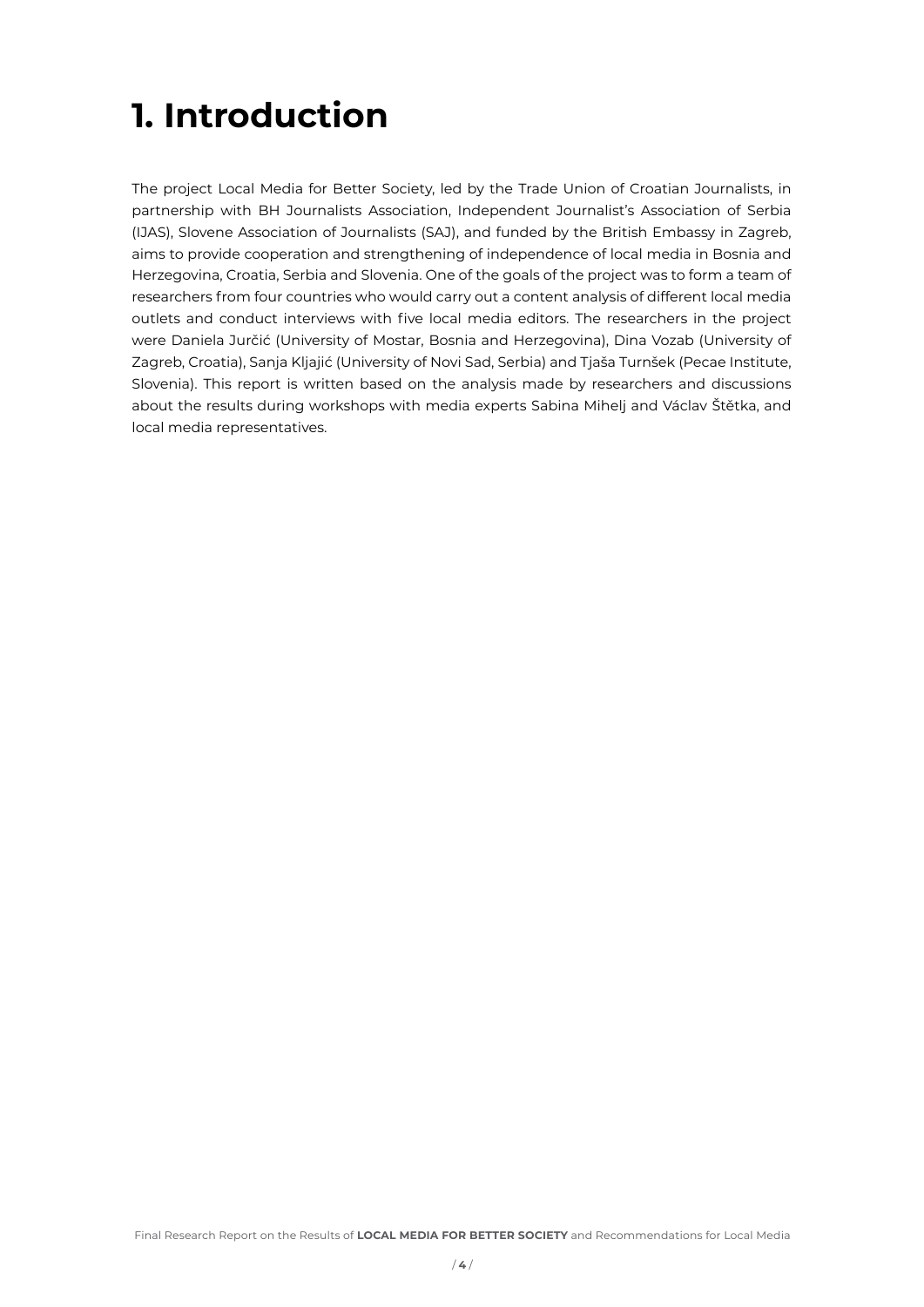# 1. Introduction

The project Local Media for Better Society, led by the Trade Union of Croatian Journalists, in partnership with BH Journalists Association, Independent Journalist's Association of Serbia (IJAS), Slovene Association of Journalists (SAJ), and funded by the British Embassy in Zagreb, aims to provide cooperation and strengthening of independence of local media in Bosnia and Herzegovina, Croatia, Serbia and Slovenia. One of the goals of the project was to form a team of researchers from four countries who would carry out a content analysis of different local media outlets and conduct interviews with five local media editors. The researchers in the project were Daniela Jurčić (University of Mostar, Bosnia and Herzegovina), Dina Vozab (University of Zagreb, Croatia), Sanja Kljajić (University of Novi Sad, Serbia) and Tjaša Turnšek (Pecae Institute, Slovenia). This report is written based on the analysis made by researchers and discussions about the results during workshops with media experts Sabina Mihelj and Václav Štětka, and local media representatives.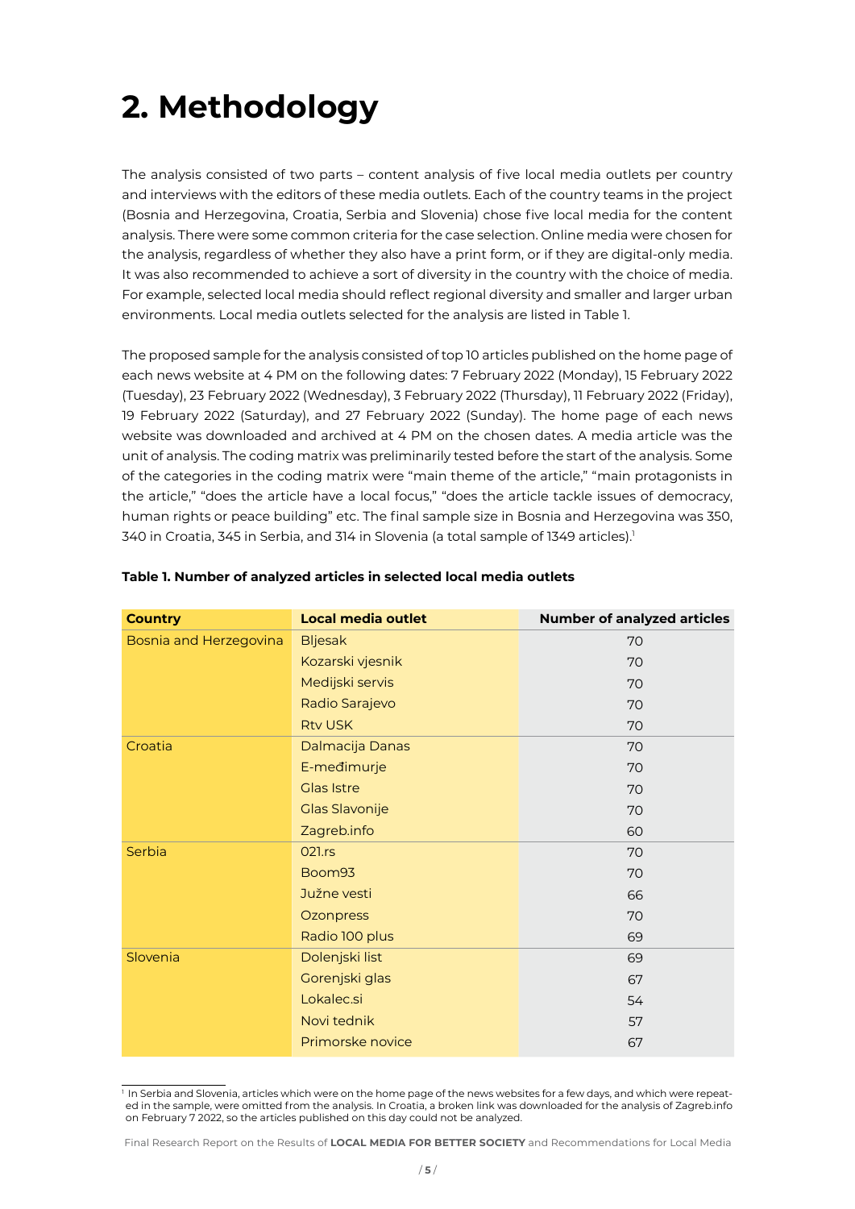# 2. Methodology

The analysis consisted of two parts – content analysis of five local media outlets per country and interviews with the editors of these media outlets. Each of the country teams in the project (Bosnia and Herzegovina, Croatia, Serbia and Slovenia) chose five local media for the content analysis. There were some common criteria for the case selection. Online media were chosen for the analysis, regardless of whether they also have a print form, or if they are digital-only media. It was also recommended to achieve a sort of diversity in the country with the choice of media. For example, selected local media should reflect regional diversity and smaller and larger urban environments. Local media outlets selected for the analysis are listed in Table 1.

The proposed sample for the analysis consisted of top 10 articles published on the home page of each news website at 4 PM on the following dates: 7 February 2022 (Monday), 15 February 2022 (Tuesday), 23 February 2022 (Wednesday), 3 February 2022 (Thursday), 11 February 2022 (Friday), 19 February 2022 (Saturday), and 27 February 2022 (Sunday). The home page of each news website was downloaded and archived at 4 PM on the chosen dates. A media article was the unit of analysis. The coding matrix was preliminarily tested before the start of the analysis. Some of the categories in the coding matrix were "main theme of the article," "main protagonists in the article," "does the article have a local focus," "does the article tackle issues of democracy, human rights or peace building" etc. The final sample size in Bosnia and Herzegovina was 350, 340 in Croatia, 345 in Serbia, and 314 in Slovenia (a total sample of 1349 articles).[1]

**Table 1. Number of analyzed articles in selected local media outlets**

| Country | Local media outlet | Number of analyzed articles |
|---|---|---|
| Bosnia and Herzegovina | Bljesak | 70 |
| | Kozarski vjesnik | 70 |
| | Medijski servis | 70 |
| | Radio Sarajevo | 70 |
| | Rtv USK | 70 |
| Croatia | Dalmacija Danas | 70 |
| | E-međimurje | 70 |
| | Glas Istre | 70 |
| | Glas Slavonije | 70 |
| | Zagreb.info | 60 |
| Serbia | 021.rs | 70 |
| | Boom93 | 70 |
| | Južne vesti | 66 |
| | Ozonpress | 70 |
| | Radio 100 plus | 69 |
| Slovenia | Dolenjski list | 69 |
| | Gorenjski glas | 67 |
| | Lokalec.si | 54 |
| | Novi tednik | 57 |
| | Primorske novice | 67 |

[1] In Serbia and Slovenia, articles which were on the home page of the news websites for a few days, and which were repeated in the sample, were omitted from the analysis. In Croatia, a broken link was downloaded for the analysis of Zagreb.info on February 7 2022, so the articles published on this day could not be analyzed.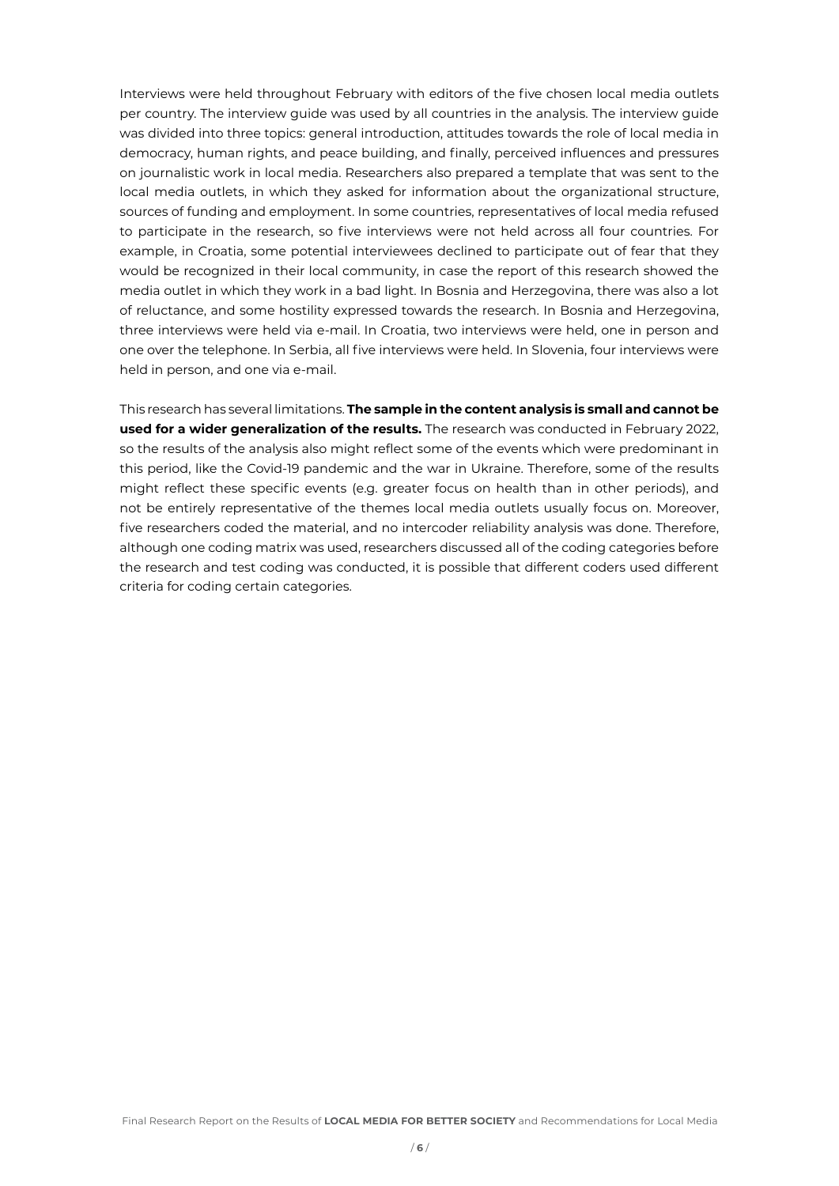Interviews were held throughout February with editors of the five chosen local media outlets per country. The interview guide was used by all countries in the analysis. The interview guide was divided into three topics: general introduction, attitudes towards the role of local media in democracy, human rights, and peace building, and finally, perceived influences and pressures on journalistic work in local media. Researchers also prepared a template that was sent to the local media outlets, in which they asked for information about the organizational structure, sources of funding and employment. In some countries, representatives of local media refused to participate in the research, so five interviews were not held across all four countries. For example, in Croatia, some potential interviewees declined to participate out of fear that they would be recognized in their local community, in case the report of this research showed the media outlet in which they work in a bad light. In Bosnia and Herzegovina, there was also a lot of reluctance, and some hostility expressed towards the research. In Bosnia and Herzegovina, three interviews were held via e-mail. In Croatia, two interviews were held, one in person and one over the telephone. In Serbia, all five interviews were held. In Slovenia, four interviews were held in person, and one via e-mail.

This research has several limitations. **The sample in the content analysis is small and cannot be used for a wider generalization of the results.** The research was conducted in February 2022, so the results of the analysis also might reflect some of the events which were predominant in this period, like the Covid-19 pandemic and the war in Ukraine. Therefore, some of the results might reflect these specific events (e.g. greater focus on health than in other periods), and not be entirely representative of the themes local media outlets usually focus on. Moreover, five researchers coded the material, and no intercoder reliability analysis was done. Therefore, although one coding matrix was used, researchers discussed all of the coding categories before the research and test coding was conducted, it is possible that different coders used different criteria for coding certain categories.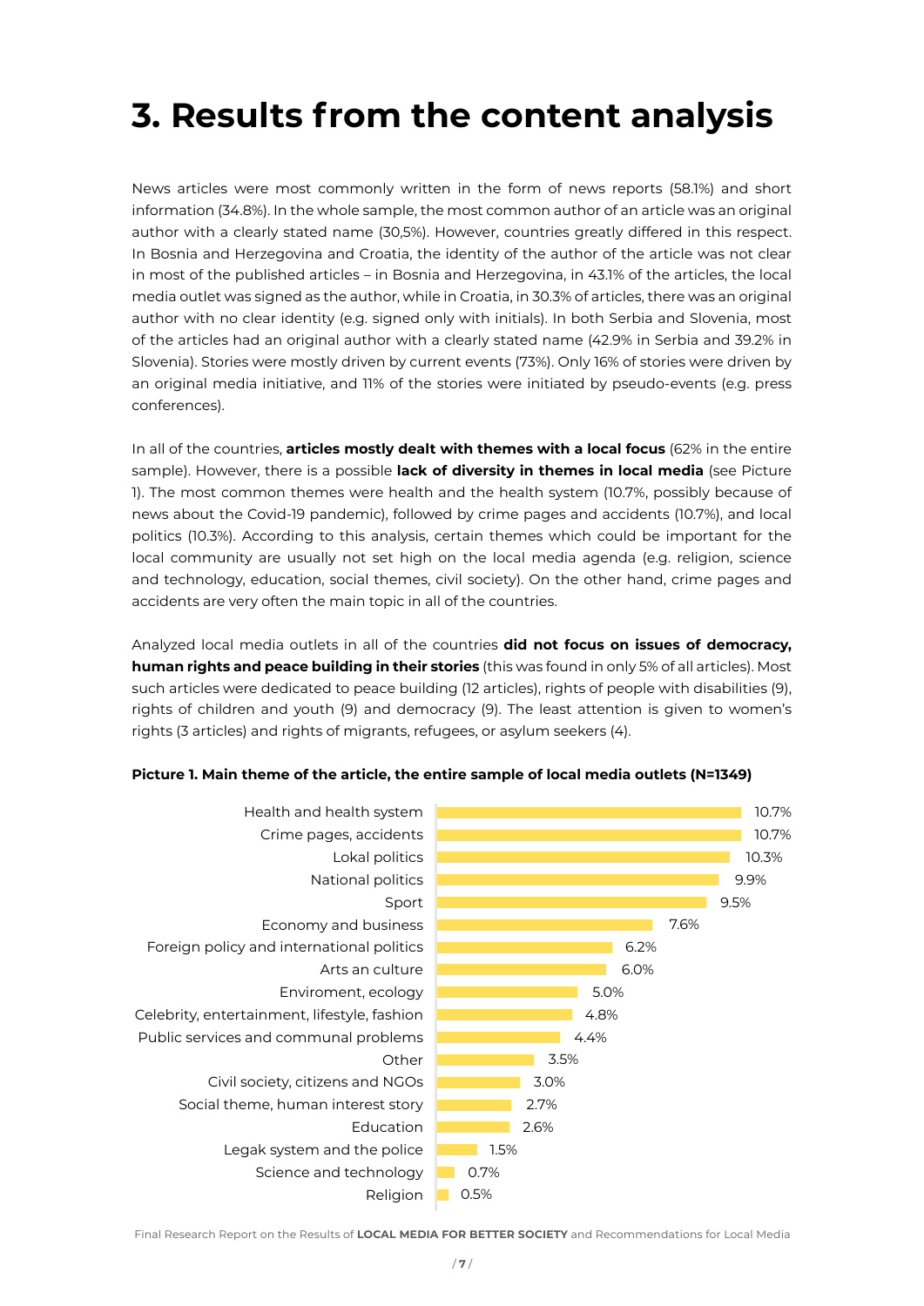# 3. Results from the content analysis

News articles were most commonly written in the form of news reports (58.1%) and short information (34.8%). In the whole sample, the most common author of an article was an original author with a clearly stated name (30,5%). However, countries greatly differed in this respect. In Bosnia and Herzegovina and Croatia, the identity of the author of the article was not clear in most of the published articles – in Bosnia and Herzegovina, in 43.1% of the articles, the local media outlet was signed as the author, while in Croatia, in 30.3% of articles, there was an original author with no clear identity (e.g. signed only with initials). In both Serbia and Slovenia, most of the articles had an original author with a clearly stated name (42.9% in Serbia and 39.2% in Slovenia). Stories were mostly driven by current events (73%). Only 16% of stories were driven by an original media initiative, and 11% of the stories were initiated by pseudo-events (e.g. press conferences).

In all of the countries, **articles mostly dealt with themes with a local focus** (62% in the entire sample). However, there is a possible **lack of diversity in themes in local media** (see Picture 1). The most common themes were health and the health system (10.7%, possibly because of news about the Covid-19 pandemic), followed by crime pages and accidents (10.7%), and local politics (10.3%). According to this analysis, certain themes which could be important for the local community are usually not set high on the local media agenda (e.g. religion, science and technology, education, social themes, civil society). On the other hand, crime pages and accidents are very often the main topic in all of the countries.

Analyzed local media outlets in all of the countries **did not focus on issues of democracy, human rights and peace building in their stories** (this was found in only 5% of all articles). Most such articles were dedicated to peace building (12 articles), rights of people with disabilities (9), rights of children and youth (9) and democracy (9). The least attention is given to women's rights (3 articles) and rights of migrants, refugees, or asylum seekers (4).

**Picture 1. Main theme of the article, the entire sample of local media outlets (N=1349)**

| Theme | % |
|---|---|
| Health and health system | 10.7% |
| Crime pages, accidents | 10.7% |
| Lokal politics | 10.3% |
| National politics | 9.9% |
| Sport | 9.5% |
| Economy and business | 7.6% |
| Foreign policy and international politics | 6.2% |
| Arts an culture | 6.0% |
| Enviroment, ecology | 5.0% |
| Celebrity, entertainment, lifestyle, fashion | 4.8% |
| Public services and communal problems | 4.4% |
| Other | 3.5% |
| Civil society, citizens and NGOs | 3.0% |
| Social theme, human interest story | 2.7% |
| Education | 2.6% |
| Legak system and the police | 1.5% |
| Science and technology | 0.7% |
| Religion | 0.5% |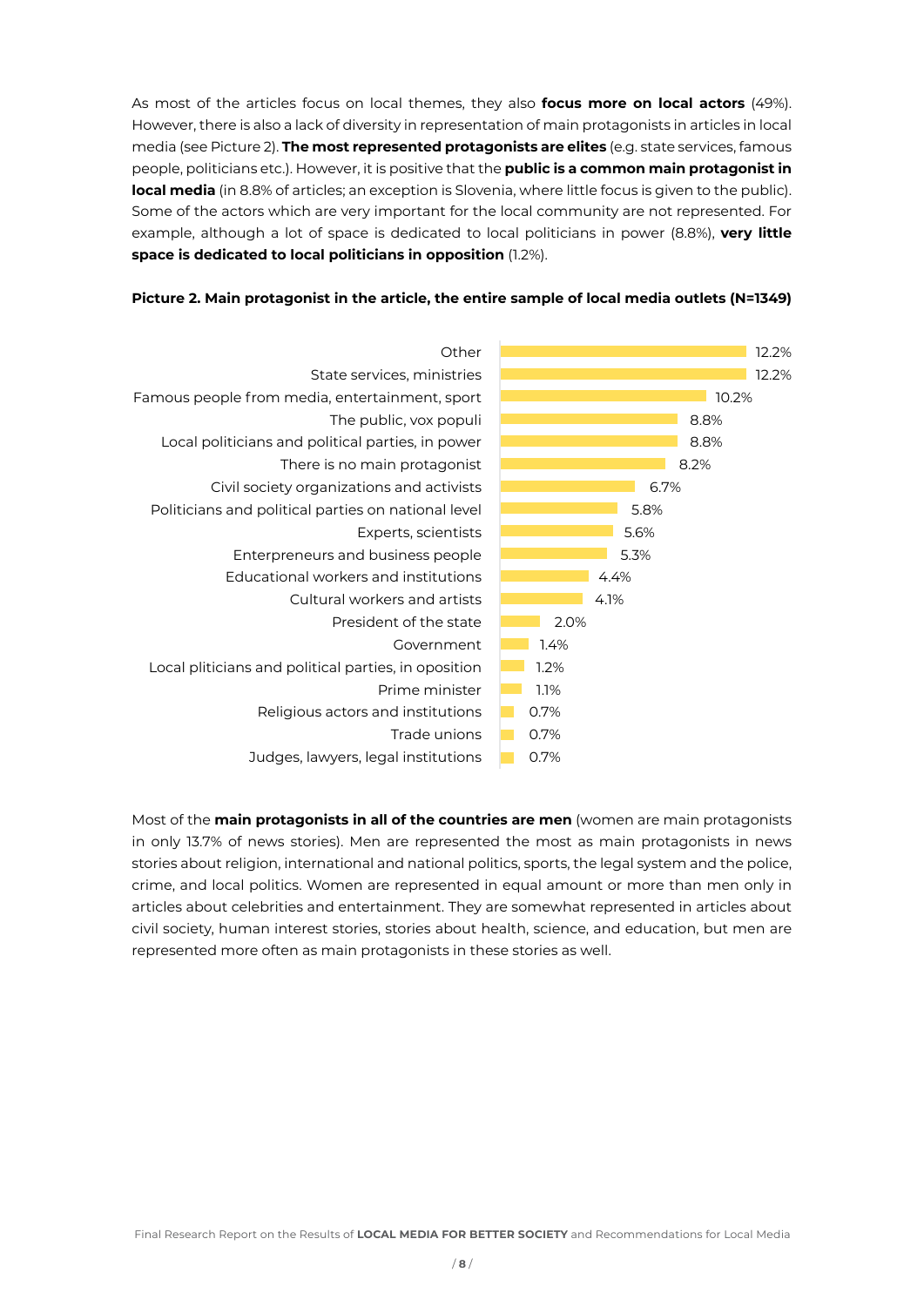As most of the articles focus on local themes, they also **focus more on local actors** (49%). However, there is also a lack of diversity in representation of main protagonists in articles in local media (see Picture 2). **The most represented protagonists are elites** (e.g. state services, famous people, politicians etc.). However, it is positive that the **public is a common main protagonist in local media** (in 8.8% of articles; an exception is Slovenia, where little focus is given to the public). Some of the actors which are very important for the local community are not represented. For example, although a lot of space is dedicated to local politicians in power (8.8%), **very little space is dedicated to local politicians in opposition** (1.2%).

**Picture 2. Main protagonist in the article, the entire sample of local media outlets (N=1349)**

| Main protagonist | % |
|---|---|
| Other | 12.2% |
| State services, ministries | 12.2% |
| Famous people from media, entertainment, sport | 10.2% |
| The public, vox populi | 8.8% |
| Local politicians and political parties, in power | 8.8% |
| There is no main protagonist | 8.2% |
| Civil society organizations and activists | 6.7% |
| Politicians and political parties on national level | 5.8% |
| Experts, scientists | 5.6% |
| Enterpreneurs and business people | 5.3% |
| Educational workers and institutions | 4.4% |
| Cultural workers and artists | 4.1% |
| President of the state | 2.0% |
| Government | 1.4% |
| Local pliticians and political parties, in oposition | 1.2% |
| Prime minister | 1.1% |
| Religious actors and institutions | 0.7% |
| Trade unions | 0.7% |
| Judges, lawyers, legal institutions | 0.7% |

Most of the **main protagonists in all of the countries are men** (women are main protagonists in only 13.7% of news stories). Men are represented the most as main protagonists in news stories about religion, international and national politics, sports, the legal system and the police, crime, and local politics. Women are represented in equal amount or more than men only in articles about celebrities and entertainment. They are somewhat represented in articles about civil society, human interest stories, stories about health, science, and education, but men are represented more often as main protagonists in these stories as well.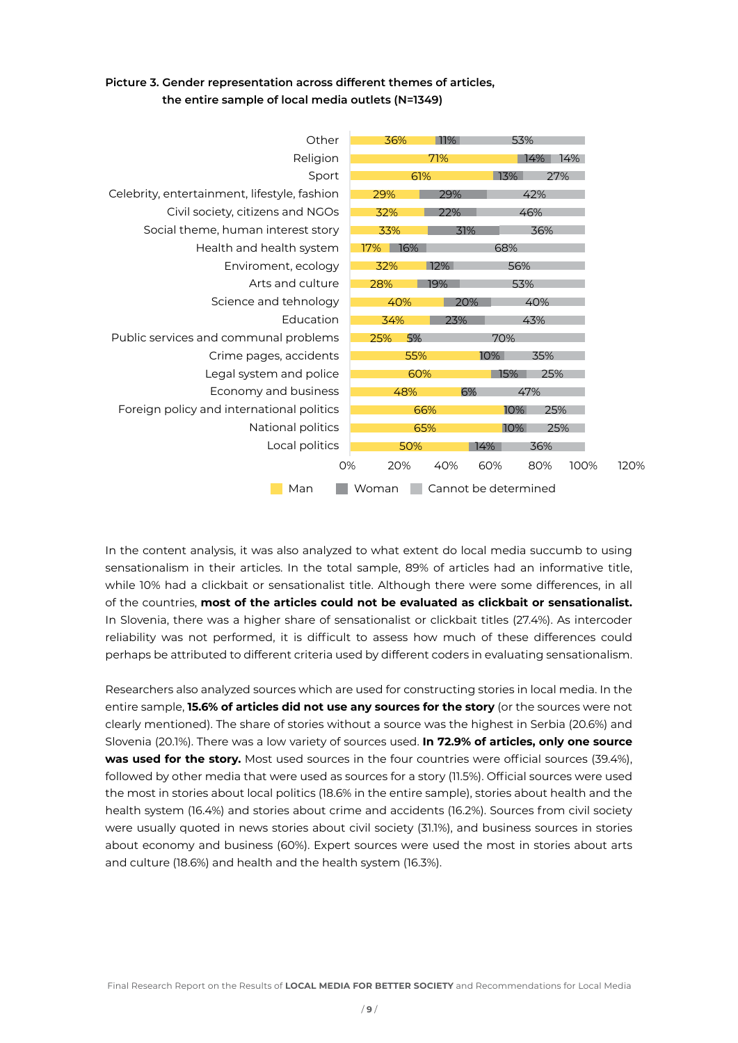**Picture 3. Gender representation across different themes of articles, the entire sample of local media outlets (N=1349)**

| Theme | Man | Woman | Cannot be determined |
|---|---|---|---|
| Other | 36% | 11% | 53% |
| Religion | 71% | 14% | 14% |
| Sport | 61% | 13% | 27% |
| Celebrity, entertainment, lifestyle, fashion | 29% | 29% | 42% |
| Civil society, citizens and NGOs | 32% | 22% | 46% |
| Social theme, human interest story | 33% | 31% | 36% |
| Health and health system | 17% | 16% | 68% |
| Enviroment, ecology | 32% | 12% | 56% |
| Arts and culture | 28% | 19% | 53% |
| Science and tehnology | 40% | 20% | 40% |
| Education | 34% | 23% | 43% |
| Public services and communal problems | 25% | 5% | 70% |
| Crime pages, accidents | 55% | 10% | 35% |
| Legal system and police | 60% | 15% | 25% |
| Economy and business | 48% | 6% | 47% |
| Foreign policy and international politics | 66% | 10% | 25% |
| National politics | 65% | 10% | 25% |
| Local politics | 50% | 14% | 36% |

In the content analysis, it was also analyzed to what extent do local media succumb to using sensationalism in their articles. In the total sample, 89% of articles had an informative title, while 10% had a clickbait or sensationalist title. Although there were some differences, in all of the countries, **most of the articles could not be evaluated as clickbait or sensationalist.** In Slovenia, there was a higher share of sensationalist or clickbait titles (27.4%). As intercoder reliability was not performed, it is difficult to assess how much of these differences could perhaps be attributed to different criteria used by different coders in evaluating sensationalism.

Researchers also analyzed sources which are used for constructing stories in local media. In the entire sample, **15.6% of articles did not use any sources for the story** (or the sources were not clearly mentioned). The share of stories without a source was the highest in Serbia (20.6%) and Slovenia (20.1%). There was a low variety of sources used. **In 72.9% of articles, only one source was used for the story.** Most used sources in the four countries were official sources (39.4%), followed by other media that were used as sources for a story (11.5%). Official sources were used the most in stories about local politics (18.6% in the entire sample), stories about health and the health system (16.4%) and stories about crime and accidents (16.2%). Sources from civil society were usually quoted in news stories about civil society (31.1%), and business sources in stories about economy and business (60%). Expert sources were used the most in stories about arts and culture (18.6%) and health and the health system (16.3%).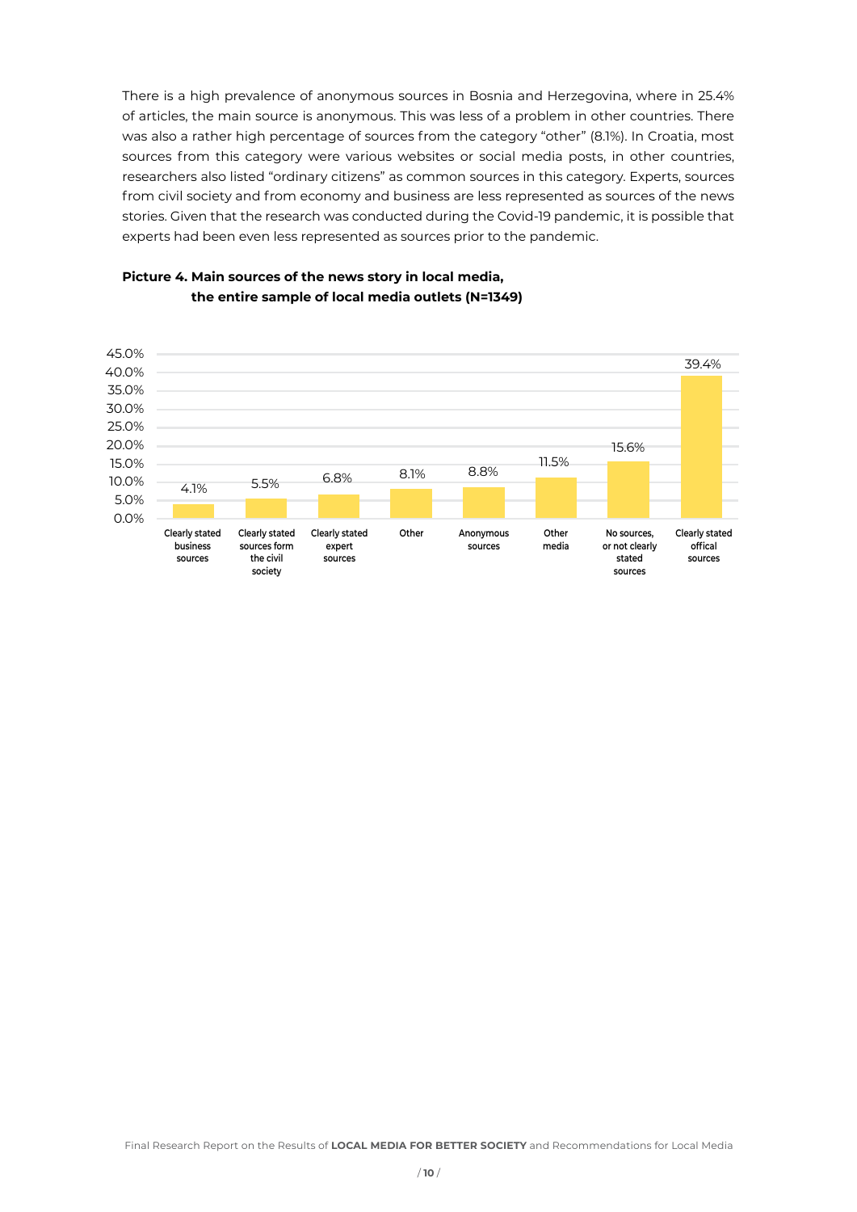There is a high prevalence of anonymous sources in Bosnia and Herzegovina, where in 25.4% of articles, the main source is anonymous. This was less of a problem in other countries. There was also a rather high percentage of sources from the category "other" (8.1%). In Croatia, most sources from this category were various websites or social media posts, in other countries, researchers also listed "ordinary citizens" as common sources in this category. Experts, sources from civil society and from economy and business are less represented as sources of the news stories. Given that the research was conducted during the Covid-19 pandemic, it is possible that experts had been even less represented as sources prior to the pandemic.

**Picture 4. Main sources of the news story in local media, the entire sample of local media outlets (N=1349)**

| Source | Share |
|---|---|
| Clearly stated business sources | 4.1% |
| Clearly stated sources form the civil society | 5.5% |
| Clearly stated expert sources | 6.8% |
| Other | 8.1% |
| Anonymous sources | 8.8% |
| Other media | 11.5% |
| No sources, or not clearly stated sources | 15.6% |
| Clearly stated offical sources | 39.4% |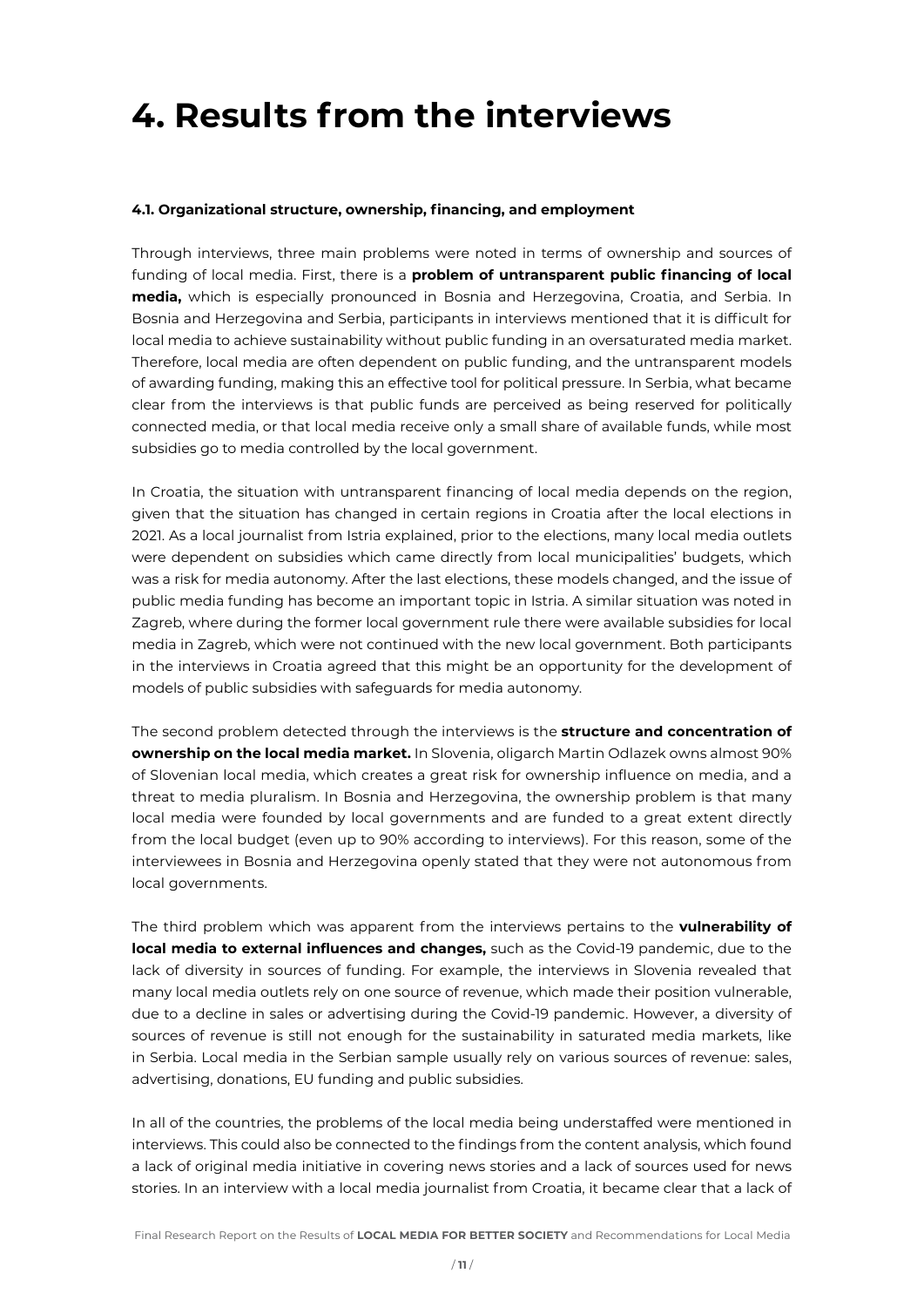# 4. Results from the interviews

#### 4.1. Organizational structure, ownership, financing, and employment

Through interviews, three main problems were noted in terms of ownership and sources of funding of local media. First, there is a **problem of untransparent public financing of local media,** which is especially pronounced in Bosnia and Herzegovina, Croatia, and Serbia. In Bosnia and Herzegovina and Serbia, participants in interviews mentioned that it is difficult for local media to achieve sustainability without public funding in an oversaturated media market. Therefore, local media are often dependent on public funding, and the untransparent models of awarding funding, making this an effective tool for political pressure. In Serbia, what became clear from the interviews is that public funds are perceived as being reserved for politically connected media, or that local media receive only a small share of available funds, while most subsidies go to media controlled by the local government.

In Croatia, the situation with untransparent financing of local media depends on the region, given that the situation has changed in certain regions in Croatia after the local elections in 2021. As a local journalist from Istria explained, prior to the elections, many local media outlets were dependent on subsidies which came directly from local municipalities' budgets, which was a risk for media autonomy. After the last elections, these models changed, and the issue of public media funding has become an important topic in Istria. A similar situation was noted in Zagreb, where during the former local government rule there were available subsidies for local media in Zagreb, which were not continued with the new local government. Both participants in the interviews in Croatia agreed that this might be an opportunity for the development of models of public subsidies with safeguards for media autonomy.

The second problem detected through the interviews is the **structure and concentration of ownership on the local media market.** In Slovenia, oligarch Martin Odlazek owns almost 90% of Slovenian local media, which creates a great risk for ownership influence on media, and a threat to media pluralism. In Bosnia and Herzegovina, the ownership problem is that many local media were founded by local governments and are funded to a great extent directly from the local budget (even up to 90% according to interviews). For this reason, some of the interviewees in Bosnia and Herzegovina openly stated that they were not autonomous from local governments.

The third problem which was apparent from the interviews pertains to the **vulnerability of local media to external influences and changes,** such as the Covid-19 pandemic, due to the lack of diversity in sources of funding. For example, the interviews in Slovenia revealed that many local media outlets rely on one source of revenue, which made their position vulnerable, due to a decline in sales or advertising during the Covid-19 pandemic. However, a diversity of sources of revenue is still not enough for the sustainability in saturated media markets, like in Serbia. Local media in the Serbian sample usually rely on various sources of revenue: sales, advertising, donations, EU funding and public subsidies.

In all of the countries, the problems of the local media being understaffed were mentioned in interviews. This could also be connected to the findings from the content analysis, which found a lack of original media initiative in covering news stories and a lack of sources used for news stories. In an interview with a local media journalist from Croatia, it became clear that a lack of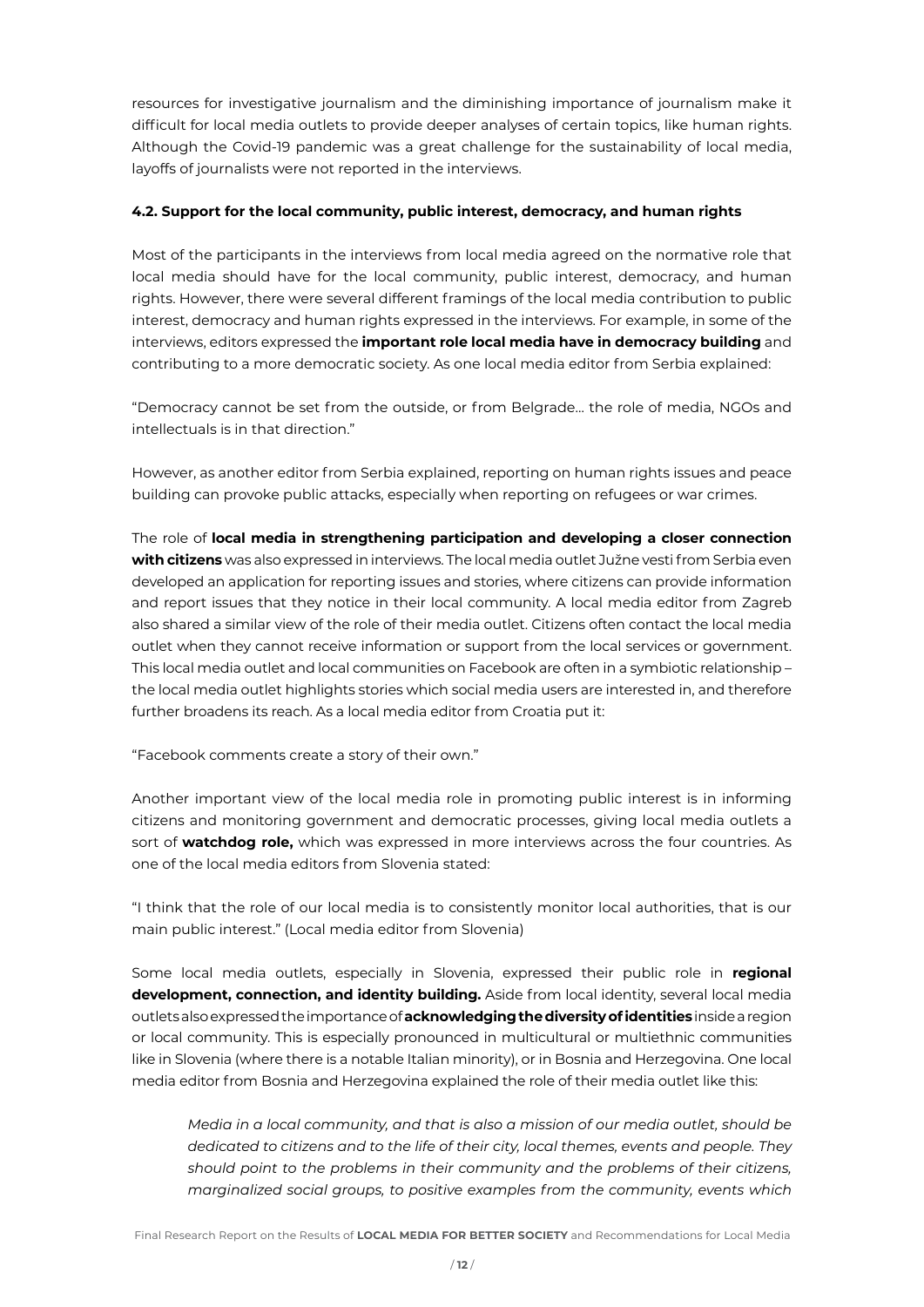resources for investigative journalism and the diminishing importance of journalism make it difficult for local media outlets to provide deeper analyses of certain topics, like human rights. Although the Covid-19 pandemic was a great challenge for the sustainability of local media, layoffs of journalists were not reported in the interviews.

#### 4.2. Support for the local community, public interest, democracy, and human rights

Most of the participants in the interviews from local media agreed on the normative role that local media should have for the local community, public interest, democracy, and human rights. However, there were several different framings of the local media contribution to public interest, democracy and human rights expressed in the interviews. For example, in some of the interviews, editors expressed the **important role local media have in democracy building** and contributing to a more democratic society. As one local media editor from Serbia explained:

"Democracy cannot be set from the outside, or from Belgrade... the role of media, NGOs and intellectuals is in that direction."

However, as another editor from Serbia explained, reporting on human rights issues and peace building can provoke public attacks, especially when reporting on refugees or war crimes.

The role of **local media in strengthening participation and developing a closer connection with citizens** was also expressed in interviews. The local media outlet Južne vesti from Serbia even developed an application for reporting issues and stories, where citizens can provide information and report issues that they notice in their local community. A local media editor from Zagreb also shared a similar view of the role of their media outlet. Citizens often contact the local media outlet when they cannot receive information or support from the local services or government. This local media outlet and local communities on Facebook are often in a symbiotic relationship – the local media outlet highlights stories which social media users are interested in, and therefore further broadens its reach. As a local media editor from Croatia put it:

"Facebook comments create a story of their own."

Another important view of the local media role in promoting public interest is in informing citizens and monitoring government and democratic processes, giving local media outlets a sort of **watchdog role,** which was expressed in more interviews across the four countries. As one of the local media editors from Slovenia stated:

"I think that the role of our local media is to consistently monitor local authorities, that is our main public interest." (Local media editor from Slovenia)

Some local media outlets, especially in Slovenia, expressed their public role in **regional development, connection, and identity building.** Aside from local identity, several local media outlets also expressed the importance of **acknowledging the diversity of identities** inside a region or local community. This is especially pronounced in multicultural or multiethnic communities like in Slovenia (where there is a notable Italian minority), or in Bosnia and Herzegovina. One local media editor from Bosnia and Herzegovina explained the role of their media outlet like this:

> *Media in a local community, and that is also a mission of our media outlet, should be dedicated to citizens and to the life of their city, local themes, events and people. They should point to the problems in their community and the problems of their citizens, marginalized social groups, to positive examples from the community, events which*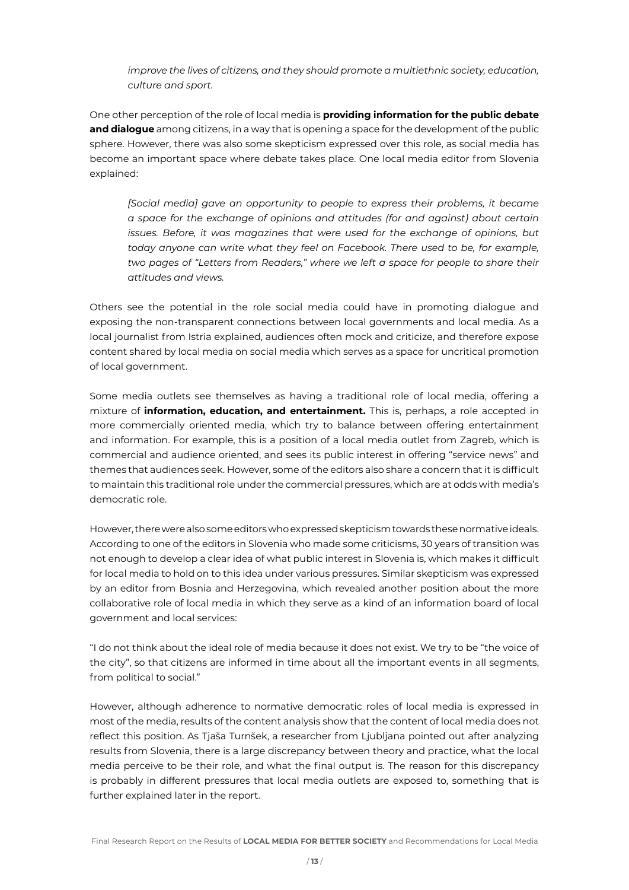*improve the lives of citizens, and they should promote a multiethnic society, education, culture and sport.*

One other perception of the role of local media is **providing information for the public debate and dialogue** among citizens, in a way that is opening a space for the development of the public sphere. However, there was also some skepticism expressed over this role, as social media has become an important space where debate takes place. One local media editor from Slovenia explained:

> *[Social media] gave an opportunity to people to express their problems, it became a space for the exchange of opinions and attitudes (for and against) about certain issues. Before, it was magazines that were used for the exchange of opinions, but today anyone can write what they feel on Facebook. There used to be, for example, two pages of "Letters from Readers," where we left a space for people to share their attitudes and views.*

Others see the potential in the role social media could have in promoting dialogue and exposing the non-transparent connections between local governments and local media. As a local journalist from Istria explained, audiences often mock and criticize, and therefore expose content shared by local media on social media which serves as a space for uncritical promotion of local government.

Some media outlets see themselves as having a traditional role of local media, offering a mixture of **information, education, and entertainment.** This is, perhaps, a role accepted in more commercially oriented media, which try to balance between offering entertainment and information. For example, this is a position of a local media outlet from Zagreb, which is commercial and audience oriented, and sees its public interest in offering "service news" and themes that audiences seek. However, some of the editors also share a concern that it is difficult to maintain this traditional role under the commercial pressures, which are at odds with media's democratic role.

However, there were also some editors who expressed skepticism towards these normative ideals. According to one of the editors in Slovenia who made some criticisms, 30 years of transition was not enough to develop a clear idea of what public interest in Slovenia is, which makes it difficult for local media to hold on to this idea under various pressures. Similar skepticism was expressed by an editor from Bosnia and Herzegovina, which revealed another position about the more collaborative role of local media in which they serve as a kind of an information board of local government and local services:

"I do not think about the ideal role of media because it does not exist. We try to be "the voice of the city", so that citizens are informed in time about all the important events in all segments, from political to social."

However, although adherence to normative democratic roles of local media is expressed in most of the media, results of the content analysis show that the content of local media does not reflect this position. As Tjaša Turnšek, a researcher from Ljubljana pointed out after analyzing results from Slovenia, there is a large discrepancy between theory and practice, what the local media perceive to be their role, and what the final output is. The reason for this discrepancy is probably in different pressures that local media outlets are exposed to, something that is further explained later in the report.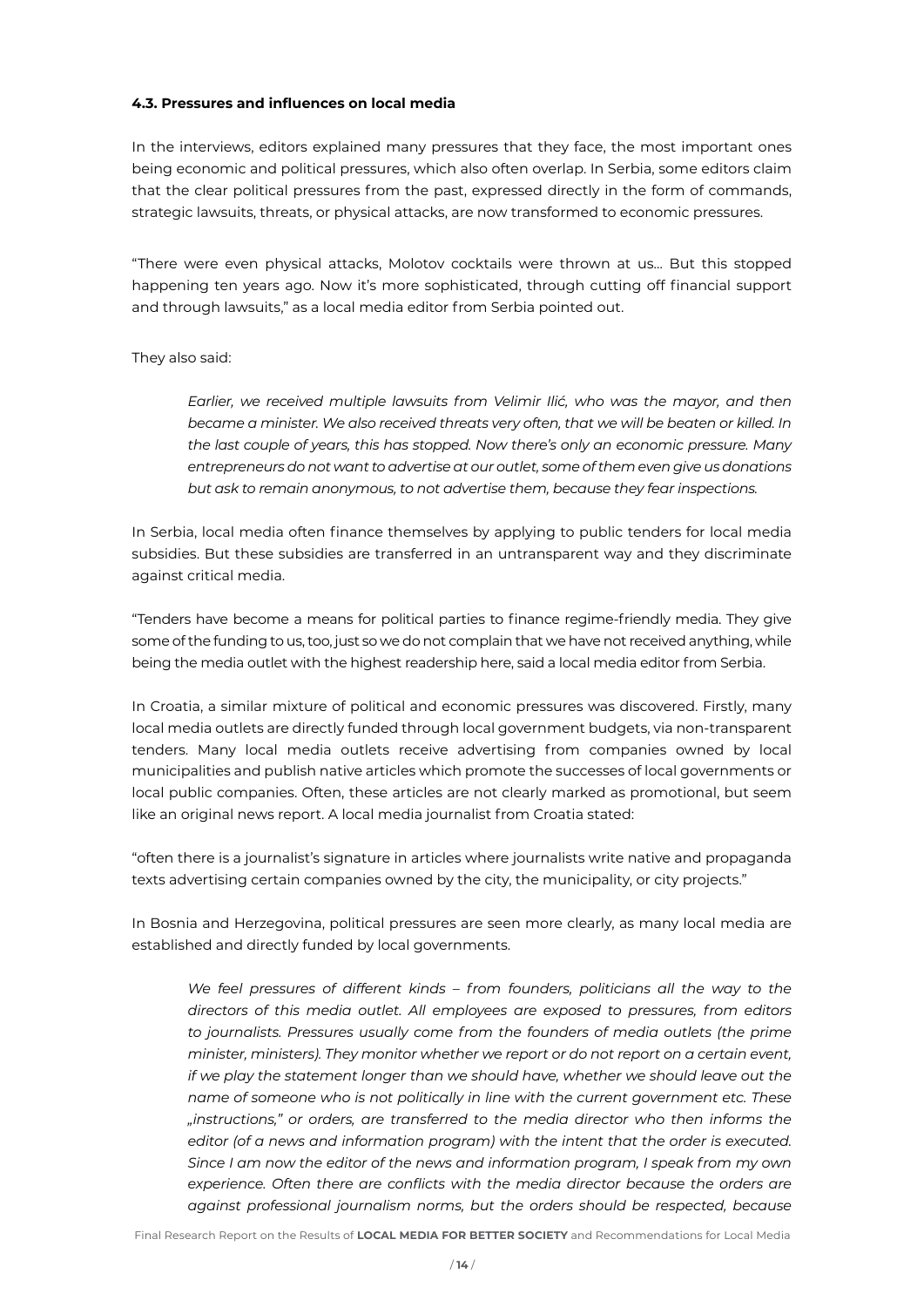#### 4.3. Pressures and influences on local media

In the interviews, editors explained many pressures that they face, the most important ones being economic and political pressures, which also often overlap. In Serbia, some editors claim that the clear political pressures from the past, expressed directly in the form of commands, strategic lawsuits, threats, or physical attacks, are now transformed to economic pressures.

"There were even physical attacks, Molotov cocktails were thrown at us... But this stopped happening ten years ago. Now it's more sophisticated, through cutting off financial support and through lawsuits," as a local media editor from Serbia pointed out.

They also said:

> *Earlier, we received multiple lawsuits from Velimir Ilić, who was the mayor, and then became a minister. We also received threats very often, that we will be beaten or killed. In the last couple of years, this has stopped. Now there's only an economic pressure. Many entrepreneurs do not want to advertise at our outlet, some of them even give us donations but ask to remain anonymous, to not advertise them, because they fear inspections.*

In Serbia, local media often finance themselves by applying to public tenders for local media subsidies. But these subsidies are transferred in an untransparent way and they discriminate against critical media.

"Tenders have become a means for political parties to finance regime-friendly media. They give some of the funding to us, too, just so we do not complain that we have not received anything, while being the media outlet with the highest readership here, said a local media editor from Serbia.

In Croatia, a similar mixture of political and economic pressures was discovered. Firstly, many local media outlets are directly funded through local government budgets, via non-transparent tenders. Many local media outlets receive advertising from companies owned by local municipalities and publish native articles which promote the successes of local governments or local public companies. Often, these articles are not clearly marked as promotional, but seem like an original news report. A local media journalist from Croatia stated:

"often there is a journalist's signature in articles where journalists write native and propaganda texts advertising certain companies owned by the city, the municipality, or city projects."

In Bosnia and Herzegovina, political pressures are seen more clearly, as many local media are established and directly funded by local governments.

> *We feel pressures of different kinds – from founders, politicians all the way to the directors of this media outlet. All employees are exposed to pressures, from editors to journalists. Pressures usually come from the founders of media outlets (the prime minister, ministers). They monitor whether we report or do not report on a certain event, if we play the statement longer than we should have, whether we should leave out the name of someone who is not politically in line with the current government etc. These „instructions," or orders, are transferred to the media director who then informs the editor (of a news and information program) with the intent that the order is executed. Since I am now the editor of the news and information program, I speak from my own experience. Often there are conflicts with the media director because the orders are against professional journalism norms, but the orders should be respected, because*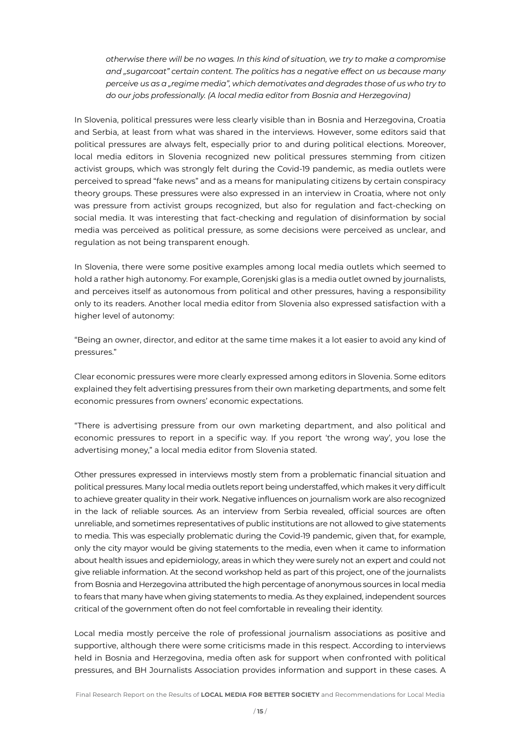*otherwise there will be no wages. In this kind of situation, we try to make a compromise and „sugarcoat" certain content. The politics has a negative effect on us because many perceive us as a „regime media", which demotivates and degrades those of us who try to do our jobs professionally. (A local media editor from Bosnia and Herzegovina)*

In Slovenia, political pressures were less clearly visible than in Bosnia and Herzegovina, Croatia and Serbia, at least from what was shared in the interviews. However, some editors said that political pressures are always felt, especially prior to and during political elections. Moreover, local media editors in Slovenia recognized new political pressures stemming from citizen activist groups, which was strongly felt during the Covid-19 pandemic, as media outlets were perceived to spread "fake news" and as a means for manipulating citizens by certain conspiracy theory groups. These pressures were also expressed in an interview in Croatia, where not only was pressure from activist groups recognized, but also for regulation and fact-checking on social media. It was interesting that fact-checking and regulation of disinformation by social media was perceived as political pressure, as some decisions were perceived as unclear, and regulation as not being transparent enough.

In Slovenia, there were some positive examples among local media outlets which seemed to hold a rather high autonomy. For example, Gorenjski glas is a media outlet owned by journalists, and perceives itself as autonomous from political and other pressures, having a responsibility only to its readers. Another local media editor from Slovenia also expressed satisfaction with a higher level of autonomy:

"Being an owner, director, and editor at the same time makes it a lot easier to avoid any kind of pressures."

Clear economic pressures were more clearly expressed among editors in Slovenia. Some editors explained they felt advertising pressures from their own marketing departments, and some felt economic pressures from owners' economic expectations.

"There is advertising pressure from our own marketing department, and also political and economic pressures to report in a specific way. If you report 'the wrong way', you lose the advertising money," a local media editor from Slovenia stated.

Other pressures expressed in interviews mostly stem from a problematic financial situation and political pressures. Many local media outlets report being understaffed, which makes it very difficult to achieve greater quality in their work. Negative influences on journalism work are also recognized in the lack of reliable sources. As an interview from Serbia revealed, official sources are often unreliable, and sometimes representatives of public institutions are not allowed to give statements to media. This was especially problematic during the Covid-19 pandemic, given that, for example, only the city mayor would be giving statements to the media, even when it came to information about health issues and epidemiology, areas in which they were surely not an expert and could not give reliable information. At the second workshop held as part of this project, one of the journalists from Bosnia and Herzegovina attributed the high percentage of anonymous sources in local media to fears that many have when giving statements to media. As they explained, independent sources critical of the government often do not feel comfortable in revealing their identity.

Local media mostly perceive the role of professional journalism associations as positive and supportive, although there were some criticisms made in this respect. According to interviews held in Bosnia and Herzegovina, media often ask for support when confronted with political pressures, and BH Journalists Association provides information and support in these cases. A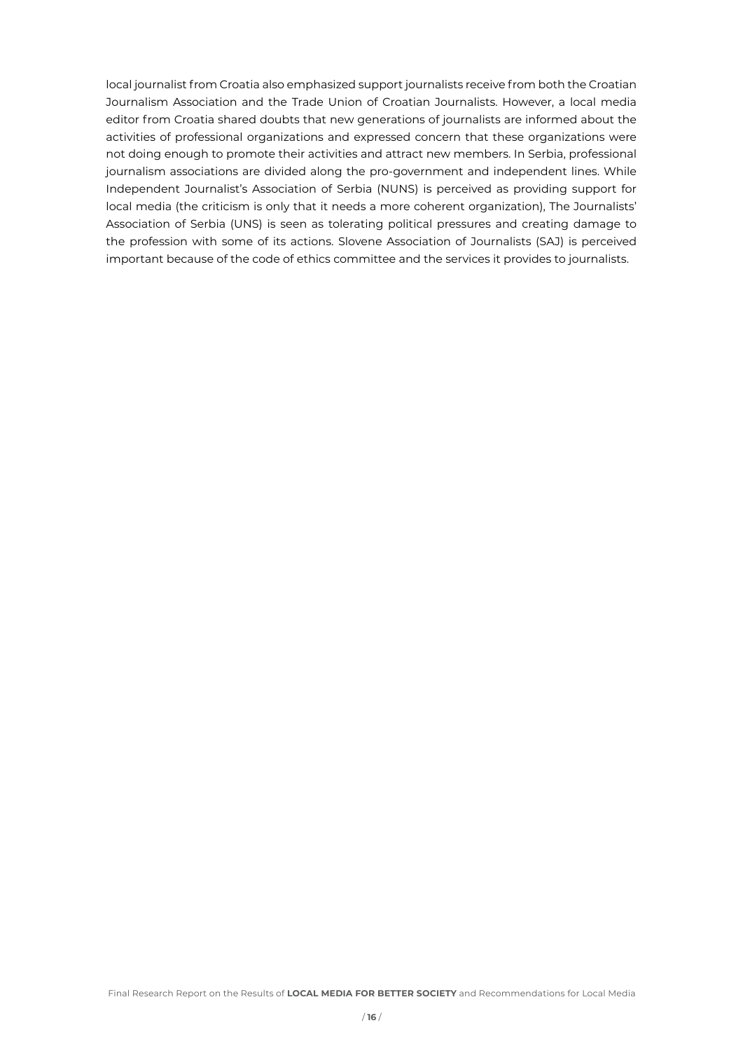local journalist from Croatia also emphasized support journalists receive from both the Croatian Journalism Association and the Trade Union of Croatian Journalists. However, a local media editor from Croatia shared doubts that new generations of journalists are informed about the activities of professional organizations and expressed concern that these organizations were not doing enough to promote their activities and attract new members. In Serbia, professional journalism associations are divided along the pro-government and independent lines. While Independent Journalist's Association of Serbia (NUNS) is perceived as providing support for local media (the criticism is only that it needs a more coherent organization), The Journalists' Association of Serbia (UNS) is seen as tolerating political pressures and creating damage to the profession with some of its actions. Slovene Association of Journalists (SAJ) is perceived important because of the code of ethics committee and the services it provides to journalists.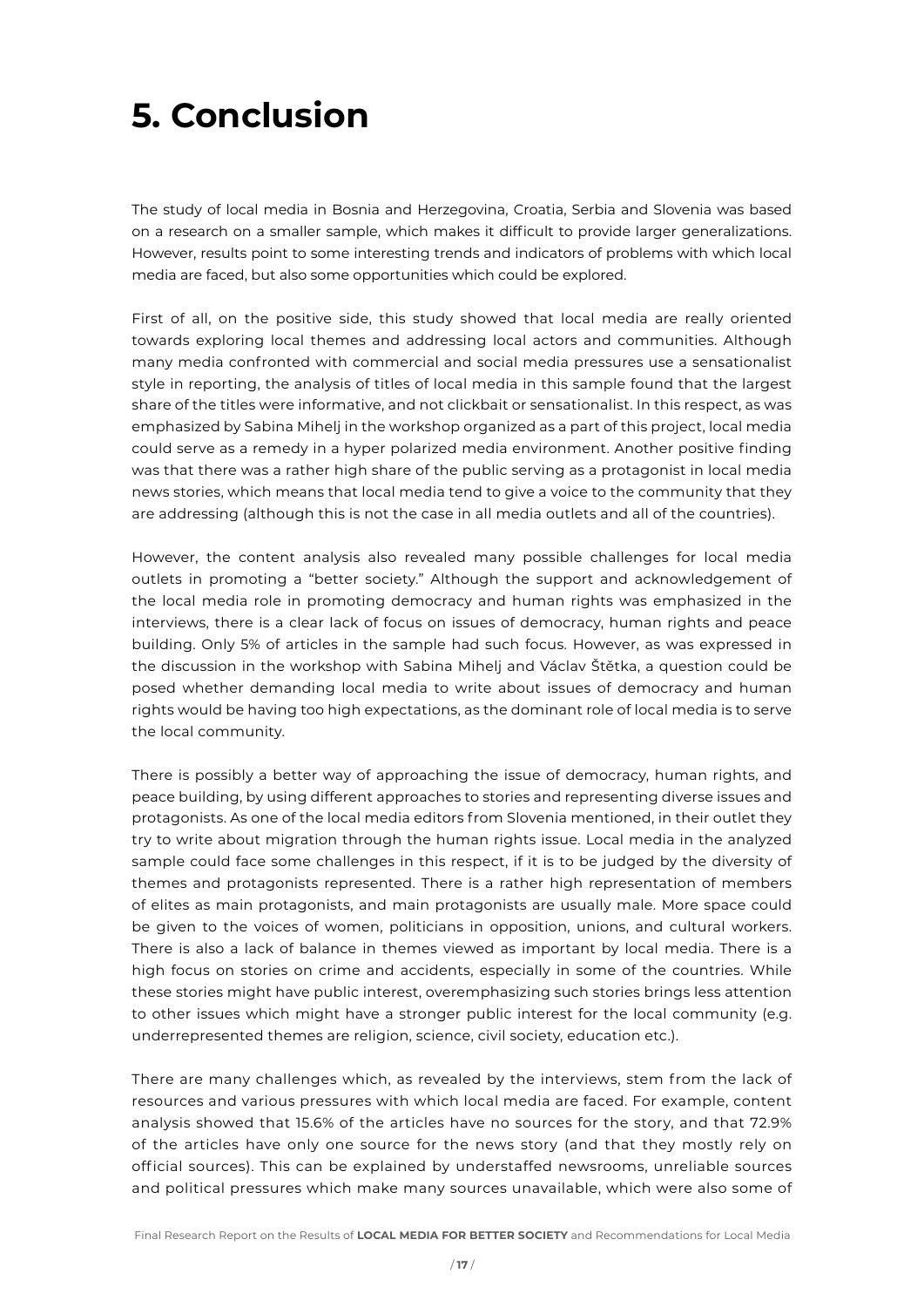# 5. Conclusion

The study of local media in Bosnia and Herzegovina, Croatia, Serbia and Slovenia was based on a research on a smaller sample, which makes it difficult to provide larger generalizations. However, results point to some interesting trends and indicators of problems with which local media are faced, but also some opportunities which could be explored.

First of all, on the positive side, this study showed that local media are really oriented towards exploring local themes and addressing local actors and communities. Although many media confronted with commercial and social media pressures use a sensationalist style in reporting, the analysis of titles of local media in this sample found that the largest share of the titles were informative, and not clickbait or sensationalist. In this respect, as was emphasized by Sabina Mihelj in the workshop organized as a part of this project, local media could serve as a remedy in a hyper polarized media environment. Another positive finding was that there was a rather high share of the public serving as a protagonist in local media news stories, which means that local media tend to give a voice to the community that they are addressing (although this is not the case in all media outlets and all of the countries).

However, the content analysis also revealed many possible challenges for local media outlets in promoting a "better society." Although the support and acknowledgement of the local media role in promoting democracy and human rights was emphasized in the interviews, there is a clear lack of focus on issues of democracy, human rights and peace building. Only 5% of articles in the sample had such focus. However, as was expressed in the discussion in the workshop with Sabina Mihelj and Václav Štětka, a question could be posed whether demanding local media to write about issues of democracy and human rights would be having too high expectations, as the dominant role of local media is to serve the local community.

There is possibly a better way of approaching the issue of democracy, human rights, and peace building, by using different approaches to stories and representing diverse issues and protagonists. As one of the local media editors from Slovenia mentioned, in their outlet they try to write about migration through the human rights issue. Local media in the analyzed sample could face some challenges in this respect, if it is to be judged by the diversity of themes and protagonists represented. There is a rather high representation of members of elites as main protagonists, and main protagonists are usually male. More space could be given to the voices of women, politicians in opposition, unions, and cultural workers. There is also a lack of balance in themes viewed as important by local media. There is a high focus on stories on crime and accidents, especially in some of the countries. While these stories might have public interest, overemphasizing such stories brings less attention to other issues which might have a stronger public interest for the local community (e.g. underrepresented themes are religion, science, civil society, education etc.).

There are many challenges which, as revealed by the interviews, stem from the lack of resources and various pressures with which local media are faced. For example, content analysis showed that 15.6% of the articles have no sources for the story, and that 72.9% of the articles have only one source for the news story (and that they mostly rely on official sources). This can be explained by understaffed newsrooms, unreliable sources and political pressures which make many sources unavailable, which were also some of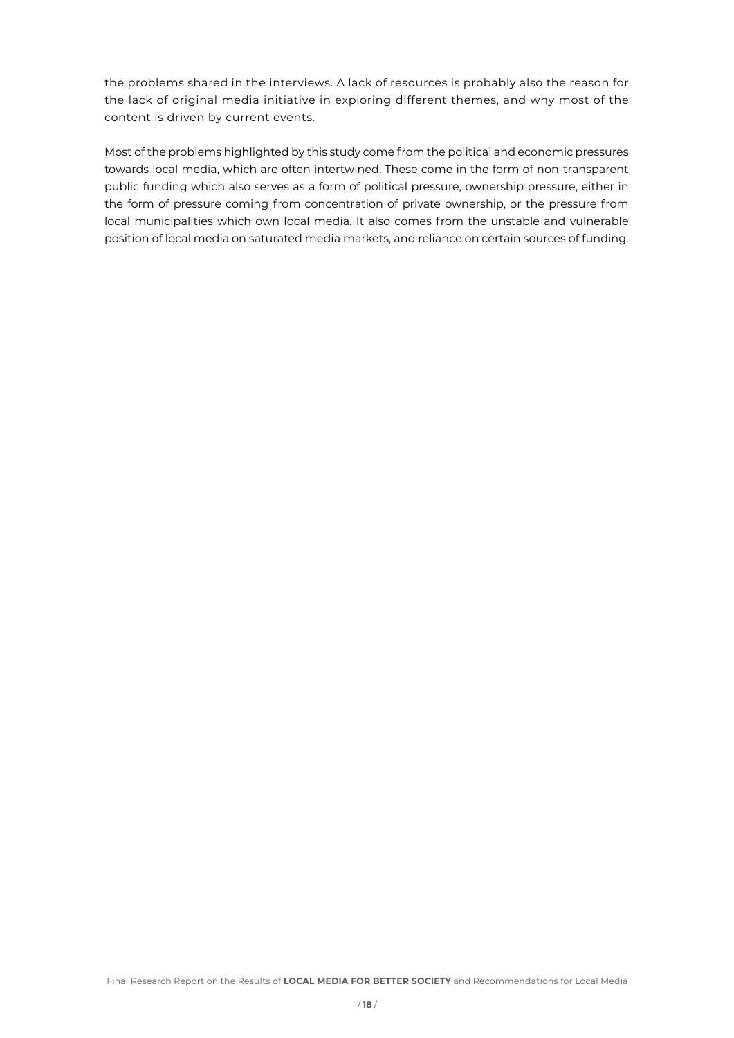the problems shared in the interviews. A lack of resources is probably also the reason for the lack of original media initiative in exploring different themes, and why most of the content is driven by current events.

Most of the problems highlighted by this study come from the political and economic pressures towards local media, which are often intertwined. These come in the form of non-transparent public funding which also serves as a form of political pressure, ownership pressure, either in the form of pressure coming from concentration of private ownership, or the pressure from local municipalities which own local media. It also comes from the unstable and vulnerable position of local media on saturated media markets, and reliance on certain sources of funding.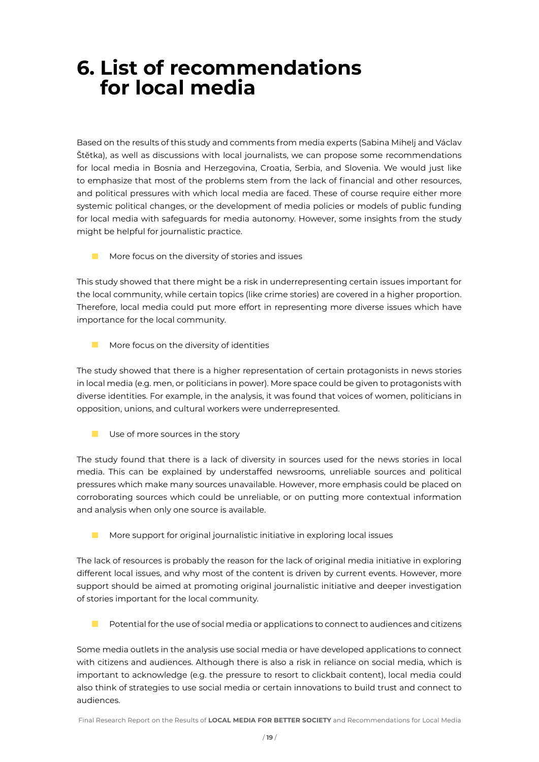# 6. List of recommendations for local media

Based on the results of this study and comments from media experts (Sabina Mihelj and Václav Štětka), as well as discussions with local journalists, we can propose some recommendations for local media in Bosnia and Herzegovina, Croatia, Serbia, and Slovenia. We would just like to emphasize that most of the problems stem from the lack of financial and other resources, and political pressures with which local media are faced. These of course require either more systemic political changes, or the development of media policies or models of public funding for local media with safeguards for media autonomy. However, some insights from the study might be helpful for journalistic practice.

- More focus on the diversity of stories and issues

This study showed that there might be a risk in underrepresenting certain issues important for the local community, while certain topics (like crime stories) are covered in a higher proportion. Therefore, local media could put more effort in representing more diverse issues which have importance for the local community.

- More focus on the diversity of identities

The study showed that there is a higher representation of certain protagonists in news stories in local media (e.g. men, or politicians in power). More space could be given to protagonists with diverse identities. For example, in the analysis, it was found that voices of women, politicians in opposition, unions, and cultural workers were underrepresented.

- Use of more sources in the story

The study found that there is a lack of diversity in sources used for the news stories in local media. This can be explained by understaffed newsrooms, unreliable sources and political pressures which make many sources unavailable. However, more emphasis could be placed on corroborating sources which could be unreliable, or on putting more contextual information and analysis when only one source is available.

- More support for original journalistic initiative in exploring local issues

The lack of resources is probably the reason for the lack of original media initiative in exploring different local issues, and why most of the content is driven by current events. However, more support should be aimed at promoting original journalistic initiative and deeper investigation of stories important for the local community.

- Potential for the use of social media or applications to connect to audiences and citizens

Some media outlets in the analysis use social media or have developed applications to connect with citizens and audiences. Although there is also a risk in reliance on social media, which is important to acknowledge (e.g. the pressure to resort to clickbait content), local media could also think of strategies to use social media or certain innovations to build trust and connect to audiences.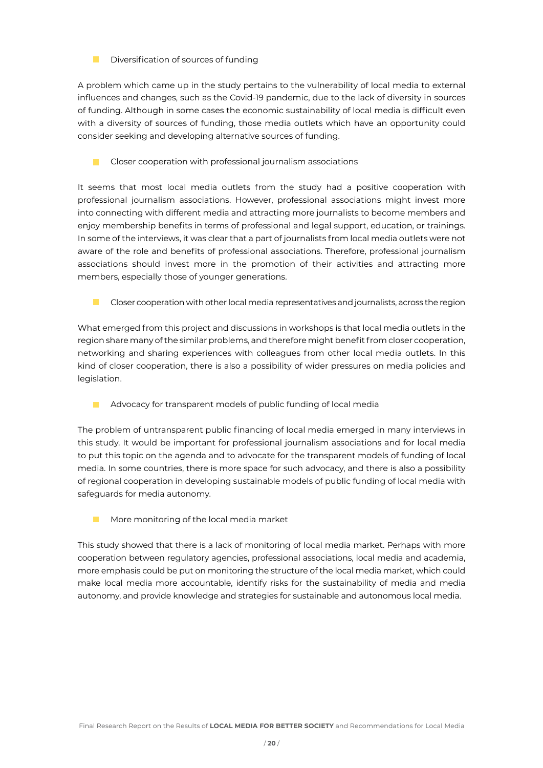- Diversification of sources of funding

A problem which came up in the study pertains to the vulnerability of local media to external influences and changes, such as the Covid-19 pandemic, due to the lack of diversity in sources of funding. Although in some cases the economic sustainability of local media is difficult even with a diversity of sources of funding, those media outlets which have an opportunity could consider seeking and developing alternative sources of funding.

- Closer cooperation with professional journalism associations

It seems that most local media outlets from the study had a positive cooperation with professional journalism associations. However, professional associations might invest more into connecting with different media and attracting more journalists to become members and enjoy membership benefits in terms of professional and legal support, education, or trainings. In some of the interviews, it was clear that a part of journalists from local media outlets were not aware of the role and benefits of professional associations. Therefore, professional journalism associations should invest more in the promotion of their activities and attracting more members, especially those of younger generations.

- Closer cooperation with other local media representatives and journalists, across the region

What emerged from this project and discussions in workshops is that local media outlets in the region share many of the similar problems, and therefore might benefit from closer cooperation, networking and sharing experiences with colleagues from other local media outlets. In this kind of closer cooperation, there is also a possibility of wider pressures on media policies and legislation.

- Advocacy for transparent models of public funding of local media

The problem of untransparent public financing of local media emerged in many interviews in this study. It would be important for professional journalism associations and for local media to put this topic on the agenda and to advocate for the transparent models of funding of local media. In some countries, there is more space for such advocacy, and there is also a possibility of regional cooperation in developing sustainable models of public funding of local media with safeguards for media autonomy.

- More monitoring of the local media market

This study showed that there is a lack of monitoring of local media market. Perhaps with more cooperation between regulatory agencies, professional associations, local media and academia, more emphasis could be put on monitoring the structure of the local media market, which could make local media more accountable, identify risks for the sustainability of media and media autonomy, and provide knowledge and strategies for sustainable and autonomous local media.